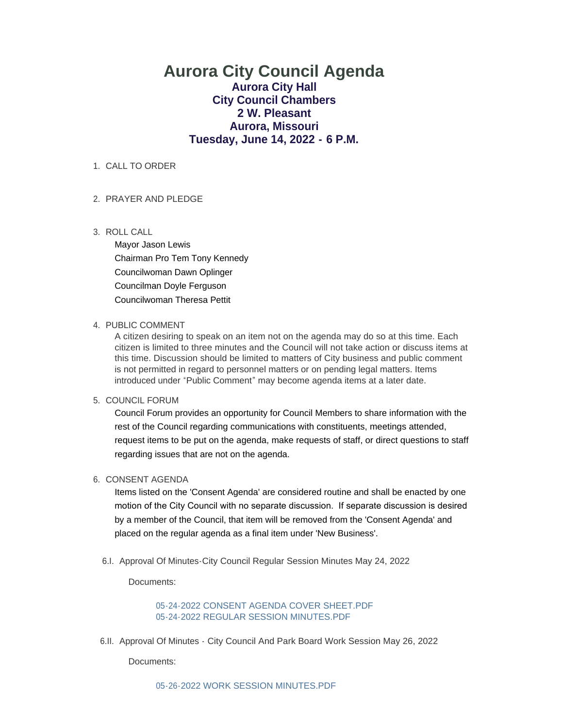# Aurora City Council Agenda

## Aurora City Hall
## City Council Chambers
## 2 W. Pleasant
## Aurora, Missouri
## Tuesday, June 14, 2022 - 6 P.M.

1. CALL TO ORDER

2. PRAYER AND PLEDGE

3. ROLL CALL

   Mayor Jason Lewis

   Chairman Pro Tem Tony Kennedy

   Councilwoman Dawn Oplinger

   Councilman Doyle Ferguson

   Councilwoman Theresa Pettit

4. PUBLIC COMMENT

   A citizen desiring to speak on an item not on the agenda may do so at this time. Each citizen is limited to three minutes and the Council will not take action or discuss items at this time. Discussion should be limited to matters of City business and public comment is not permitted in regard to personnel matters or on pending legal matters. Items introduced under "Public Comment" may become agenda items at a later date.

5. COUNCIL FORUM

   Council Forum provides an opportunity for Council Members to share information with the rest of the Council regarding communications with constituents, meetings attended, request items to be put on the agenda, make requests of staff, or direct questions to staff regarding issues that are not on the agenda.

6. CONSENT AGENDA

   Items listed on the 'Consent Agenda' are considered routine and shall be enacted by one motion of the City Council with no separate discussion. If separate discussion is desired by a member of the Council, that item will be removed from the 'Consent Agenda' and placed on the regular agenda as a final item under 'New Business'.

   6.I. Approval Of Minutes-City Council Regular Session Minutes May 24, 2022

   Documents:

   05-24-2022 CONSENT AGENDA COVER SHEET.PDF
   05-24-2022 REGULAR SESSION MINUTES.PDF

   6.II. Approval Of Minutes - City Council And Park Board Work Session May 26, 2022

   Documents:

   05-26-2022 WORK SESSION MINUTES.PDF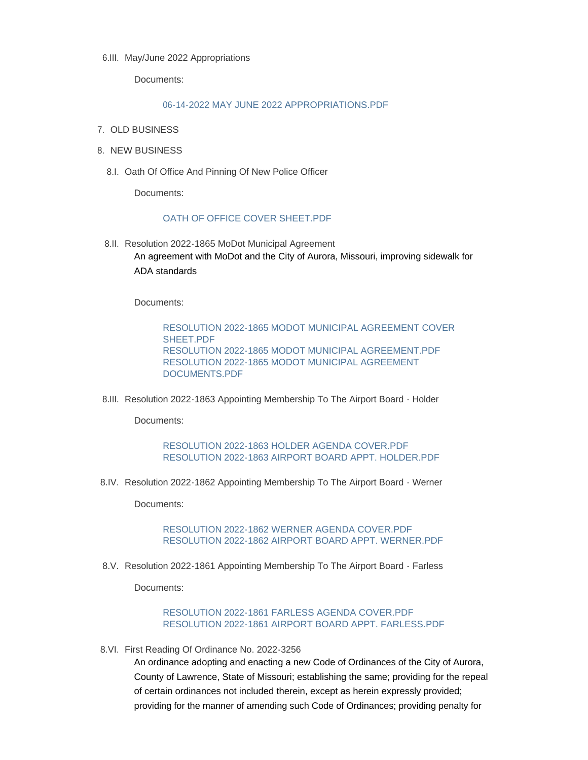6.III. May/June 2022 Appropriations

Documents:

06-14-2022 MAY JUNE 2022 APPROPRIATIONS.PDF

7. OLD BUSINESS

8. NEW BUSINESS

8.I. Oath Of Office And Pinning Of New Police Officer

Documents:

OATH OF OFFICE COVER SHEET.PDF

8.II. Resolution 2022-1865 MoDot Municipal Agreement

An agreement with MoDot and the City of Aurora, Missouri, improving sidewalk for ADA standards

Documents:

RESOLUTION 2022-1865 MODOT MUNICIPAL AGREEMENT COVER SHEET.PDF
RESOLUTION 2022-1865 MODOT MUNICIPAL AGREEMENT.PDF
RESOLUTION 2022-1865 MODOT MUNICIPAL AGREEMENT DOCUMENTS.PDF

8.III. Resolution 2022-1863 Appointing Membership To The Airport Board - Holder

Documents:

RESOLUTION 2022-1863 HOLDER AGENDA COVER.PDF
RESOLUTION 2022-1863 AIRPORT BOARD APPT. HOLDER.PDF

8.IV. Resolution 2022-1862 Appointing Membership To The Airport Board - Werner

Documents:

RESOLUTION 2022-1862 WERNER AGENDA COVER.PDF
RESOLUTION 2022-1862 AIRPORT BOARD APPT. WERNER.PDF

8.V. Resolution 2022-1861 Appointing Membership To The Airport Board - Farless

Documents:

RESOLUTION 2022-1861 FARLESS AGENDA COVER.PDF
RESOLUTION 2022-1861 AIRPORT BOARD APPT. FARLESS.PDF

8.VI. First Reading Of Ordinance No. 2022-3256

An ordinance adopting and enacting a new Code of Ordinances of the City of Aurora, County of Lawrence, State of Missouri; establishing the same; providing for the repeal of certain ordinances not included therein, except as herein expressly provided; providing for the manner of amending such Code of Ordinances; providing penalty for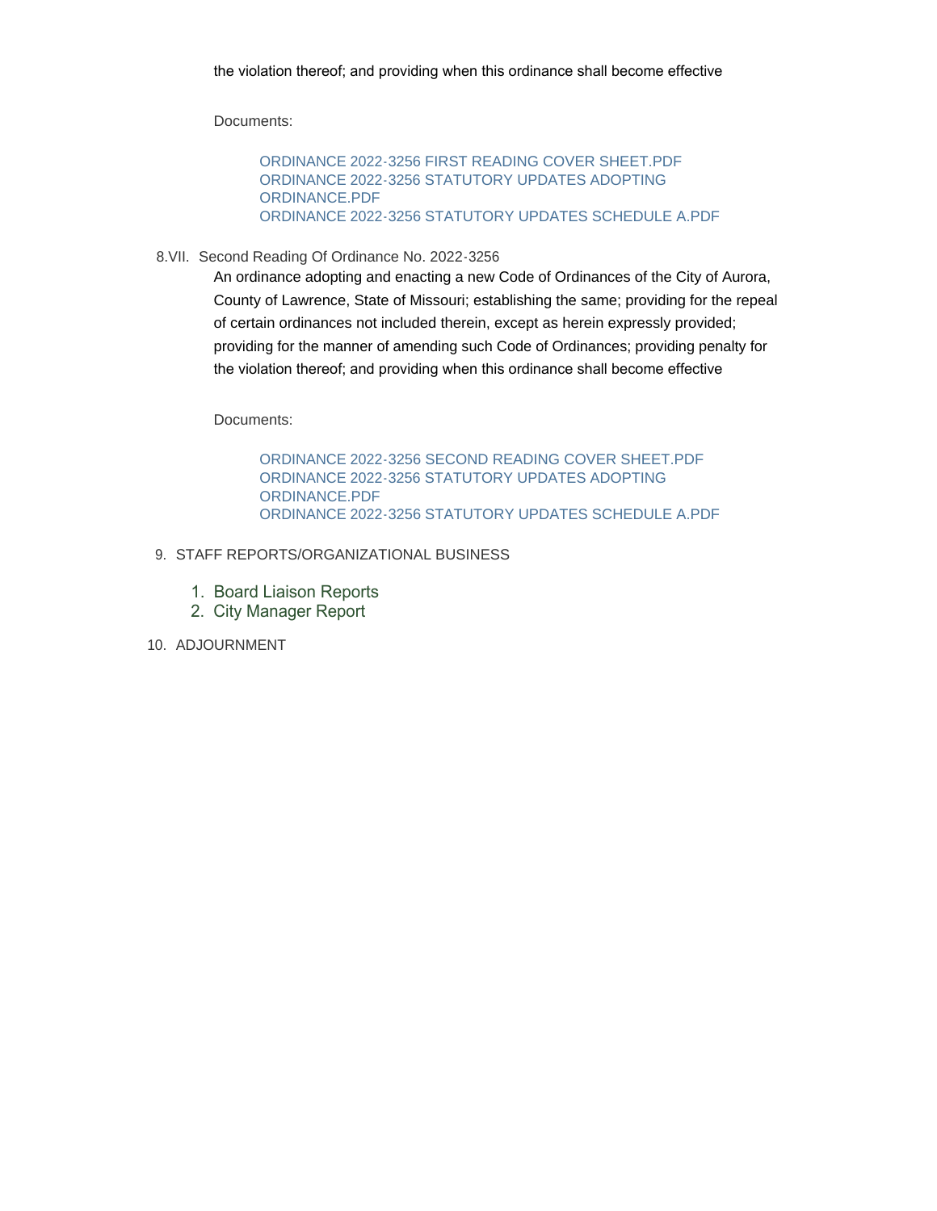the violation thereof; and providing when this ordinance shall become effective

Documents:

ORDINANCE 2022-3256 FIRST READING COVER SHEET.PDF
ORDINANCE 2022-3256 STATUTORY UPDATES ADOPTING ORDINANCE.PDF
ORDINANCE 2022-3256 STATUTORY UPDATES SCHEDULE A.PDF

8.VII. Second Reading Of Ordinance No. 2022-3256

An ordinance adopting and enacting a new Code of Ordinances of the City of Aurora, County of Lawrence, State of Missouri; establishing the same; providing for the repeal of certain ordinances not included therein, except as herein expressly provided; providing for the manner of amending such Code of Ordinances; providing penalty for the violation thereof; and providing when this ordinance shall become effective

Documents:

ORDINANCE 2022-3256 SECOND READING COVER SHEET.PDF
ORDINANCE 2022-3256 STATUTORY UPDATES ADOPTING ORDINANCE.PDF
ORDINANCE 2022-3256 STATUTORY UPDATES SCHEDULE A.PDF

9. STAFF REPORTS/ORGANIZATIONAL BUSINESS

1. Board Liaison Reports
2. City Manager Report

10. ADJOURNMENT